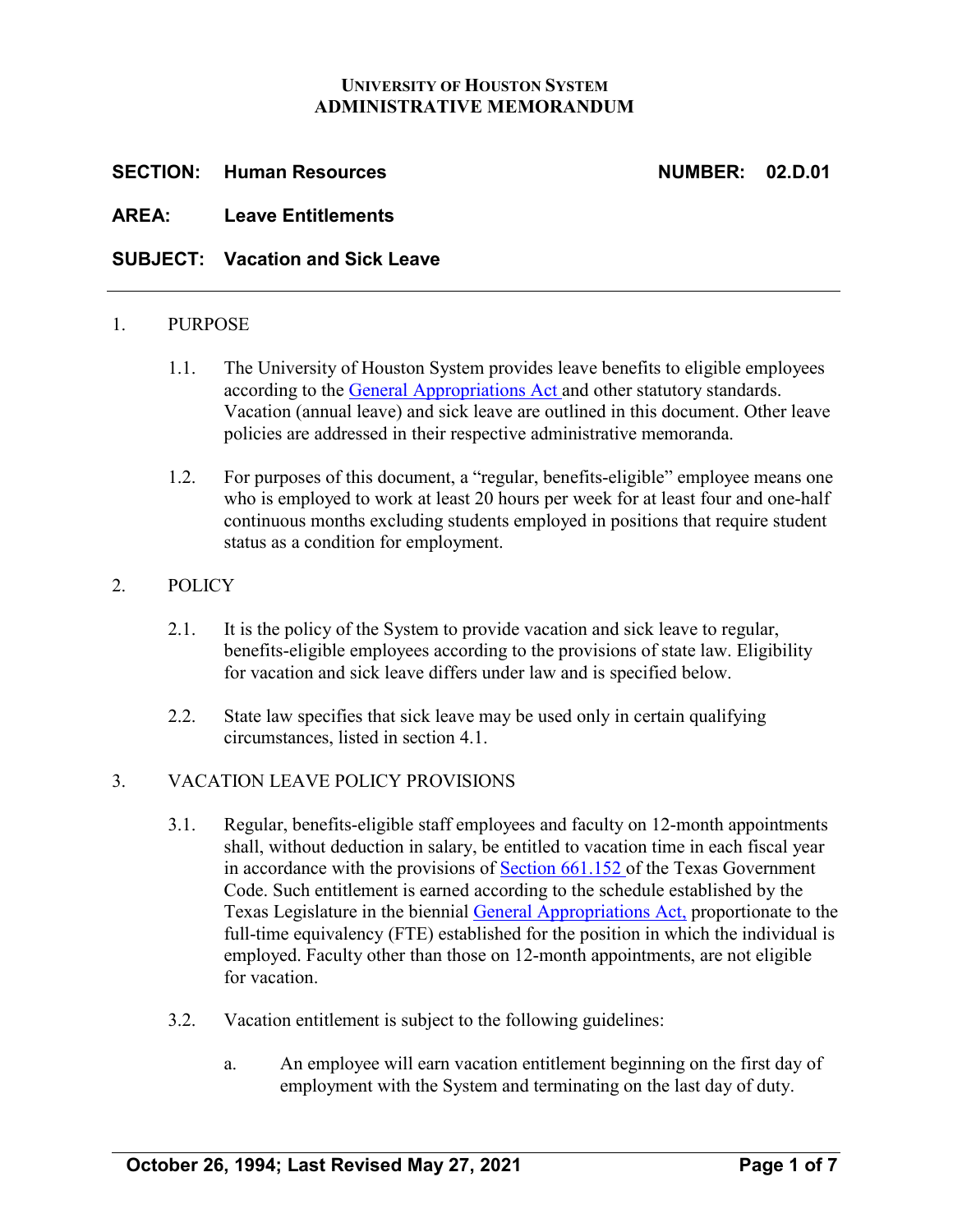**UNIVERSITY OF HOUSTON SYSTEM**
**ADMINISTRATIVE MEMORANDUM**

**SECTION: Human Resources** **NUMBER: 02.D.01**

**AREA: Leave Entitlements**

**SUBJECT: Vacation and Sick Leave**

---

1. PURPOSE

   1.1. The University of Houston System provides leave benefits to eligible employees according to the General Appropriations Act and other statutory standards. Vacation (annual leave) and sick leave are outlined in this document. Other leave policies are addressed in their respective administrative memoranda.

   1.2. For purposes of this document, a "regular, benefits-eligible" employee means one who is employed to work at least 20 hours per week for at least four and one-half continuous months excluding students employed in positions that require student status as a condition for employment.

2. POLICY

   2.1. It is the policy of the System to provide vacation and sick leave to regular, benefits-eligible employees according to the provisions of state law. Eligibility for vacation and sick leave differs under law and is specified below.

   2.2. State law specifies that sick leave may be used only in certain qualifying circumstances, listed in section 4.1.

3. VACATION LEAVE POLICY PROVISIONS

   3.1. Regular, benefits-eligible staff employees and faculty on 12-month appointments shall, without deduction in salary, be entitled to vacation time in each fiscal year in accordance with the provisions of Section 661.152 of the Texas Government Code. Such entitlement is earned according to the schedule established by the Texas Legislature in the biennial General Appropriations Act, proportionate to the full-time equivalency (FTE) established for the position in which the individual is employed. Faculty other than those on 12-month appointments, are not eligible for vacation.

   3.2. Vacation entitlement is subject to the following guidelines:

      a. An employee will earn vacation entitlement beginning on the first day of employment with the System and terminating on the last day of duty.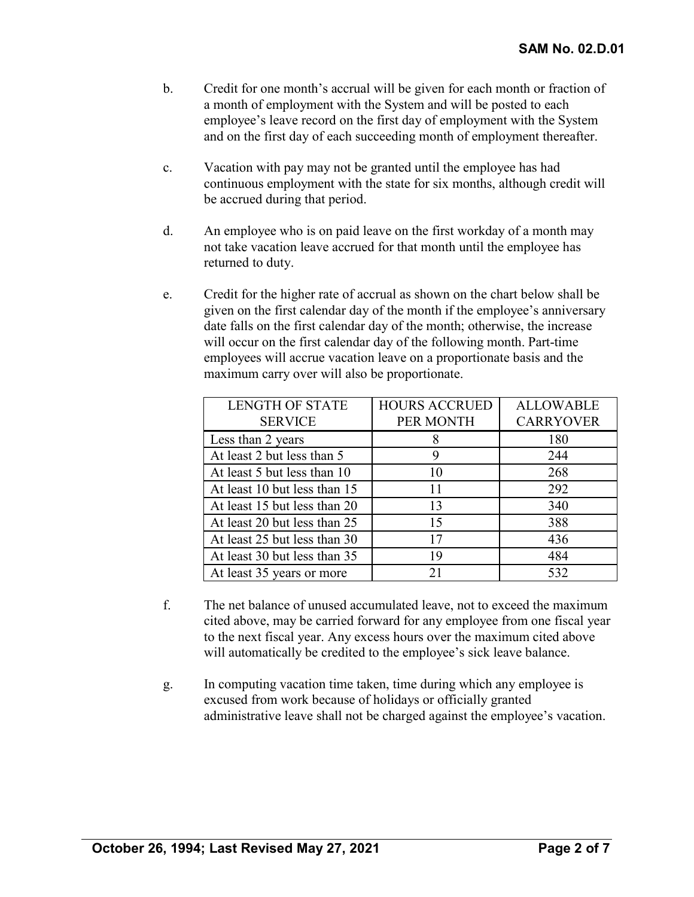b. Credit for one month's accrual will be given for each month or fraction of a month of employment with the System and will be posted to each employee's leave record on the first day of employment with the System and on the first day of each succeeding month of employment thereafter.

c. Vacation with pay may not be granted until the employee has had continuous employment with the state for six months, although credit will be accrued during that period.

d. An employee who is on paid leave on the first workday of a month may not take vacation leave accrued for that month until the employee has returned to duty.

e. Credit for the higher rate of accrual as shown on the chart below shall be given on the first calendar day of the month if the employee's anniversary date falls on the first calendar day of the month; otherwise, the increase will occur on the first calendar day of the following month. Part-time employees will accrue vacation leave on a proportionate basis and the maximum carry over will also be proportionate.

| LENGTH OF STATE SERVICE | HOURS ACCRUED PER MONTH | ALLOWABLE CARRYOVER |
|---|---|---|
| Less than 2 years | 8 | 180 |
| At least 2 but less than 5 | 9 | 244 |
| At least 5 but less than 10 | 10 | 268 |
| At least 10 but less than 15 | 11 | 292 |
| At least 15 but less than 20 | 13 | 340 |
| At least 20 but less than 25 | 15 | 388 |
| At least 25 but less than 30 | 17 | 436 |
| At least 30 but less than 35 | 19 | 484 |
| At least 35 years or more | 21 | 532 |

f. The net balance of unused accumulated leave, not to exceed the maximum cited above, may be carried forward for any employee from one fiscal year to the next fiscal year. Any excess hours over the maximum cited above will automatically be credited to the employee's sick leave balance.

g. In computing vacation time taken, time during which any employee is excused from work because of holidays or officially granted administrative leave shall not be charged against the employee's vacation.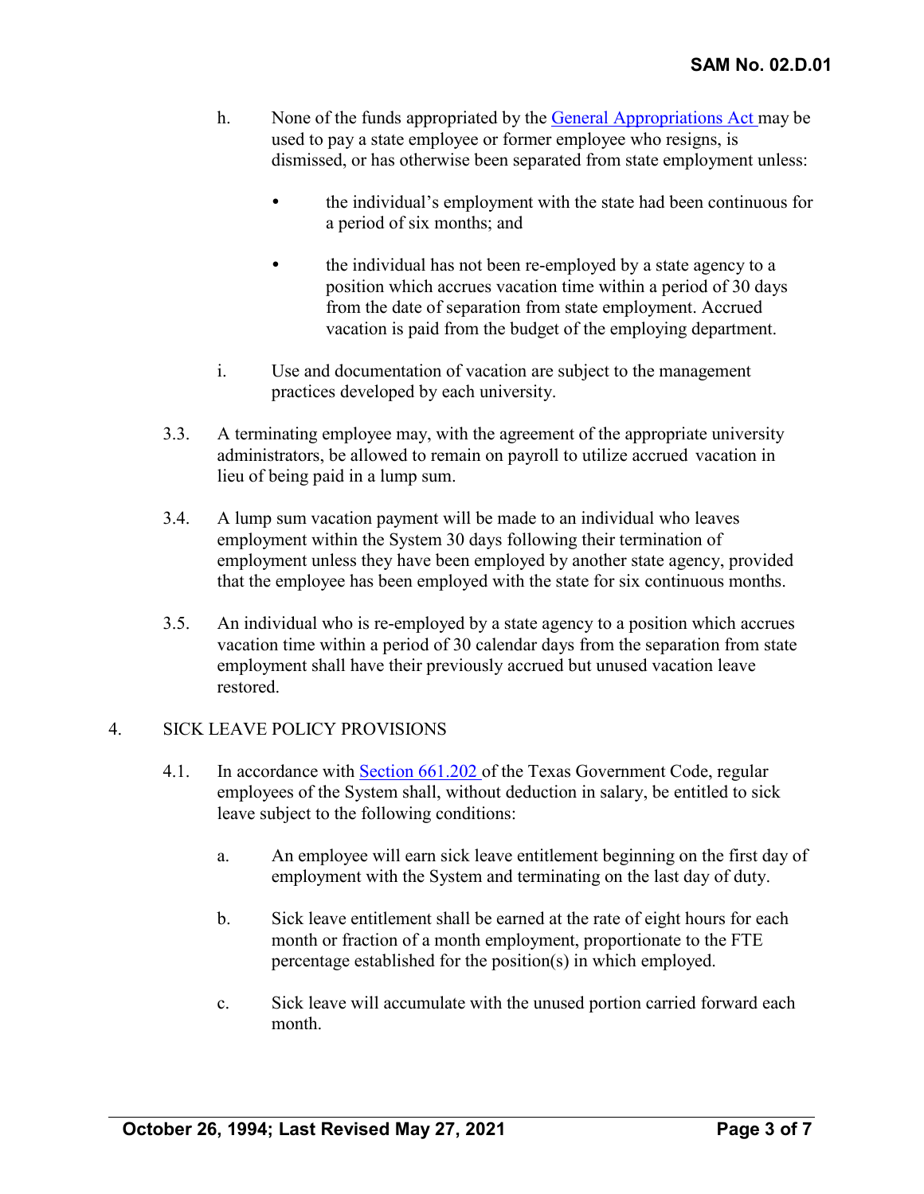h. None of the funds appropriated by the [General Appropriations Act](#) may be used to pay a state employee or former employee who resigns, is dismissed, or has otherwise been separated from state employment unless:

- the individual's employment with the state had been continuous for a period of six months; and

- the individual has not been re-employed by a state agency to a position which accrues vacation time within a period of 30 days from the date of separation from state employment. Accrued vacation is paid from the budget of the employing department.

i. Use and documentation of vacation are subject to the management practices developed by each university.

3.3. A terminating employee may, with the agreement of the appropriate university administrators, be allowed to remain on payroll to utilize accrued vacation in lieu of being paid in a lump sum.

3.4. A lump sum vacation payment will be made to an individual who leaves employment within the System 30 days following their termination of employment unless they have been employed by another state agency, provided that the employee has been employed with the state for six continuous months.

3.5. An individual who is re-employed by a state agency to a position which accrues vacation time within a period of 30 calendar days from the separation from state employment shall have their previously accrued but unused vacation leave restored.

4. SICK LEAVE POLICY PROVISIONS

4.1. In accordance with [Section 661.202](#) of the Texas Government Code, regular employees of the System shall, without deduction in salary, be entitled to sick leave subject to the following conditions:

a. An employee will earn sick leave entitlement beginning on the first day of employment with the System and terminating on the last day of duty.

b. Sick leave entitlement shall be earned at the rate of eight hours for each month or fraction of a month employment, proportionate to the FTE percentage established for the position(s) in which employed.

c. Sick leave will accumulate with the unused portion carried forward each month.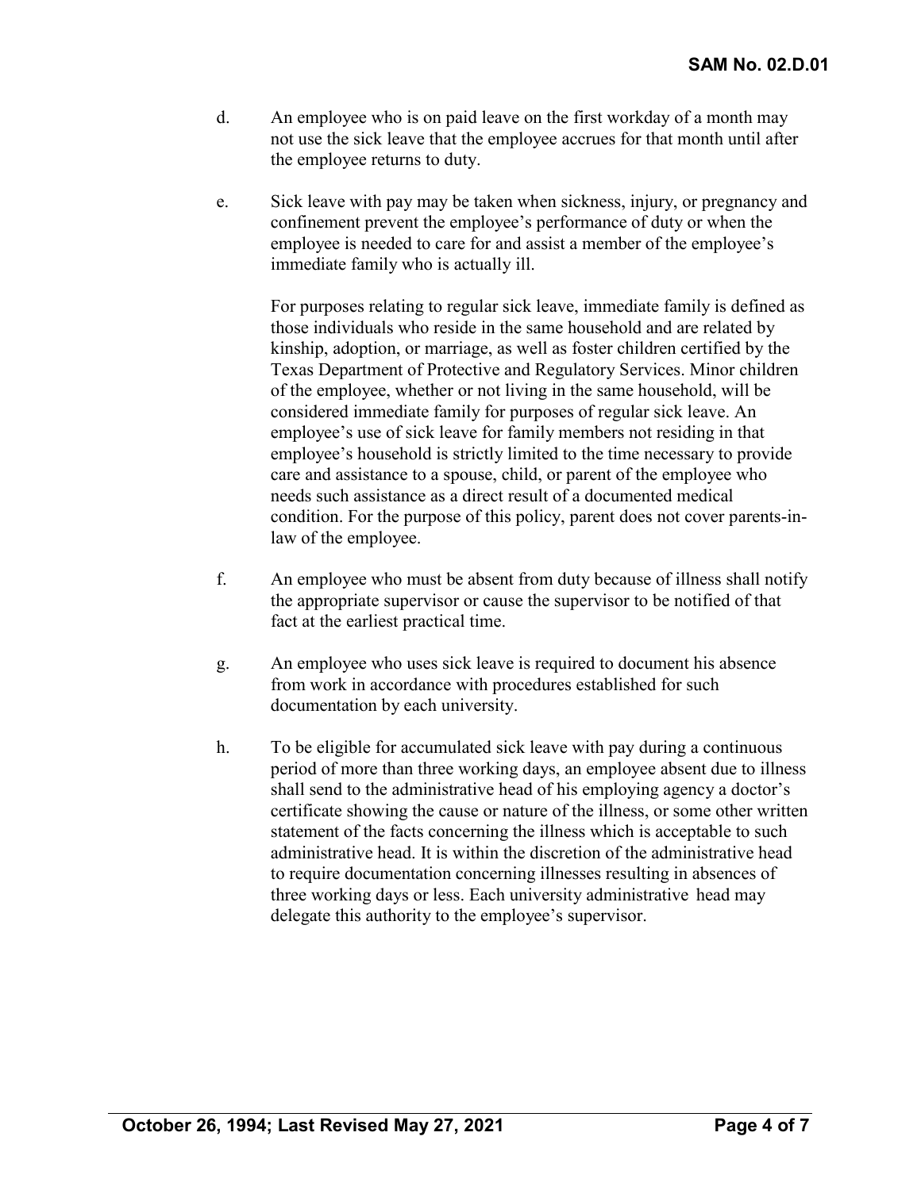d. An employee who is on paid leave on the first workday of a month may not use the sick leave that the employee accrues for that month until after the employee returns to duty.

e. Sick leave with pay may be taken when sickness, injury, or pregnancy and confinement prevent the employee's performance of duty or when the employee is needed to care for and assist a member of the employee's immediate family who is actually ill.

   For purposes relating to regular sick leave, immediate family is defined as those individuals who reside in the same household and are related by kinship, adoption, or marriage, as well as foster children certified by the Texas Department of Protective and Regulatory Services. Minor children of the employee, whether or not living in the same household, will be considered immediate family for purposes of regular sick leave. An employee's use of sick leave for family members not residing in that employee's household is strictly limited to the time necessary to provide care and assistance to a spouse, child, or parent of the employee who needs such assistance as a direct result of a documented medical condition. For the purpose of this policy, parent does not cover parents-in-law of the employee.

f. An employee who must be absent from duty because of illness shall notify the appropriate supervisor or cause the supervisor to be notified of that fact at the earliest practical time.

g. An employee who uses sick leave is required to document his absence from work in accordance with procedures established for such documentation by each university.

h. To be eligible for accumulated sick leave with pay during a continuous period of more than three working days, an employee absent due to illness shall send to the administrative head of his employing agency a doctor's certificate showing the cause or nature of the illness, or some other written statement of the facts concerning the illness which is acceptable to such administrative head. It is within the discretion of the administrative head to require documentation concerning illnesses resulting in absences of three working days or less. Each university administrative head may delegate this authority to the employee's supervisor.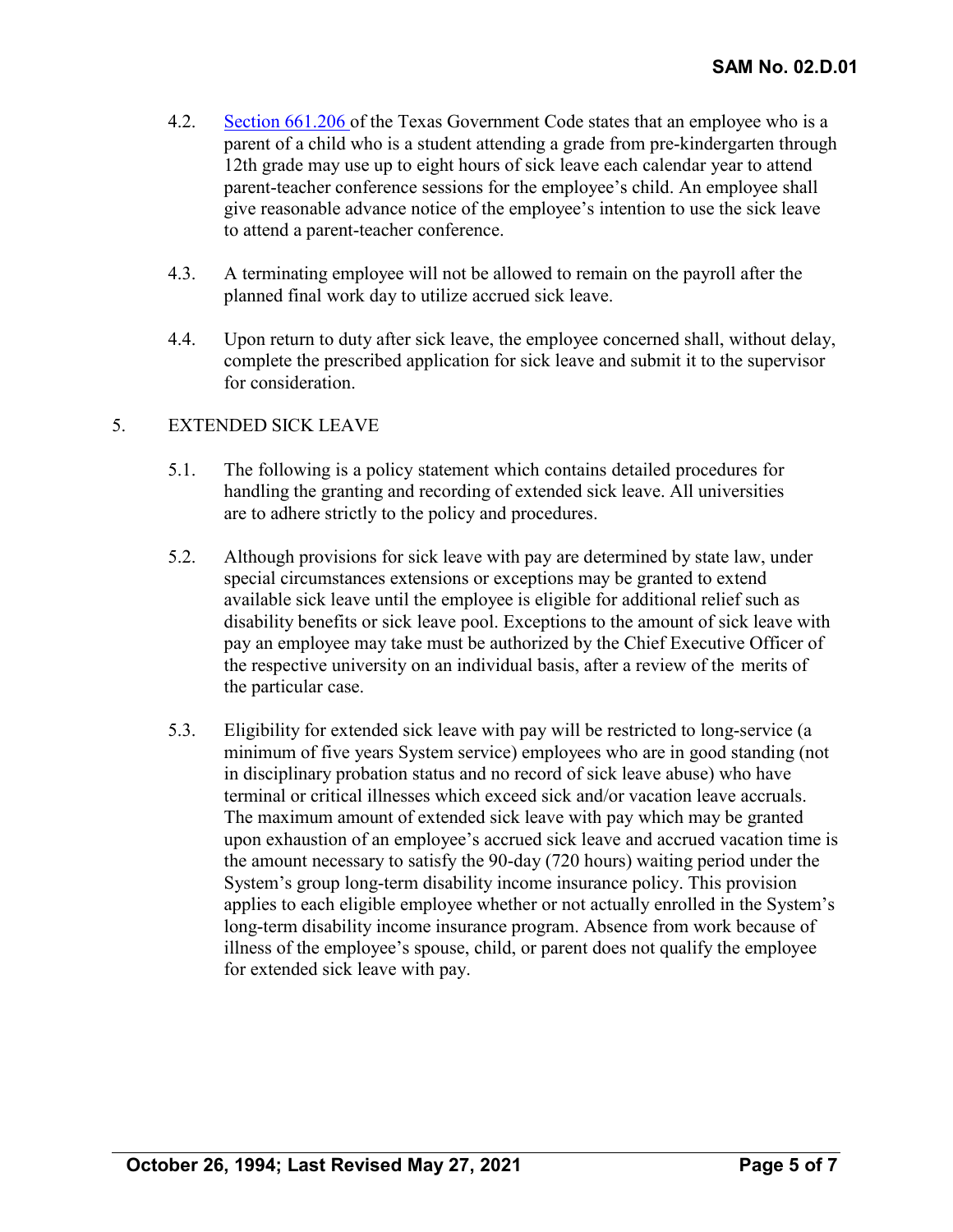4.2. [Section 661.206](#) of the Texas Government Code states that an employee who is a parent of a child who is a student attending a grade from pre-kindergarten through 12th grade may use up to eight hours of sick leave each calendar year to attend parent-teacher conference sessions for the employee's child. An employee shall give reasonable advance notice of the employee's intention to use the sick leave to attend a parent-teacher conference.

4.3. A terminating employee will not be allowed to remain on the payroll after the planned final work day to utilize accrued sick leave.

4.4. Upon return to duty after sick leave, the employee concerned shall, without delay, complete the prescribed application for sick leave and submit it to the supervisor for consideration.

## 5. EXTENDED SICK LEAVE

5.1. The following is a policy statement which contains detailed procedures for handling the granting and recording of extended sick leave. All universities are to adhere strictly to the policy and procedures.

5.2. Although provisions for sick leave with pay are determined by state law, under special circumstances extensions or exceptions may be granted to extend available sick leave until the employee is eligible for additional relief such as disability benefits or sick leave pool. Exceptions to the amount of sick leave with pay an employee may take must be authorized by the Chief Executive Officer of the respective university on an individual basis, after a review of the merits of the particular case.

5.3. Eligibility for extended sick leave with pay will be restricted to long-service (a minimum of five years System service) employees who are in good standing (not in disciplinary probation status and no record of sick leave abuse) who have terminal or critical illnesses which exceed sick and/or vacation leave accruals. The maximum amount of extended sick leave with pay which may be granted upon exhaustion of an employee's accrued sick leave and accrued vacation time is the amount necessary to satisfy the 90-day (720 hours) waiting period under the System's group long-term disability income insurance policy. This provision applies to each eligible employee whether or not actually enrolled in the System's long-term disability income insurance program. Absence from work because of illness of the employee's spouse, child, or parent does not qualify the employee for extended sick leave with pay.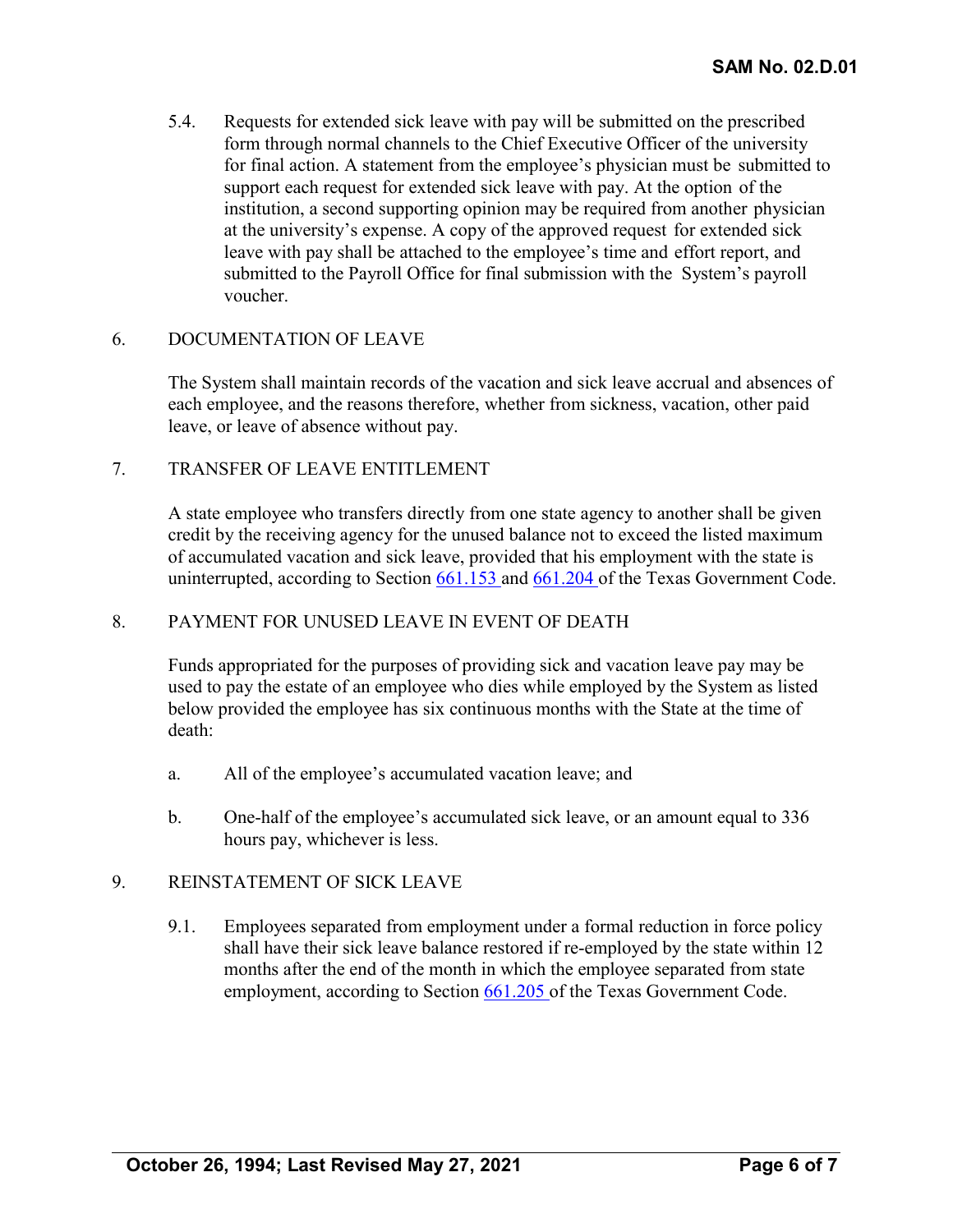5.4. Requests for extended sick leave with pay will be submitted on the prescribed form through normal channels to the Chief Executive Officer of the university for final action. A statement from the employee's physician must be submitted to support each request for extended sick leave with pay. At the option of the institution, a second supporting opinion may be required from another physician at the university's expense. A copy of the approved request for extended sick leave with pay shall be attached to the employee's time and effort report, and submitted to the Payroll Office for final submission with the System's payroll voucher.

## 6. DOCUMENTATION OF LEAVE

The System shall maintain records of the vacation and sick leave accrual and absences of each employee, and the reasons therefore, whether from sickness, vacation, other paid leave, or leave of absence without pay.

## 7. TRANSFER OF LEAVE ENTITLEMENT

A state employee who transfers directly from one state agency to another shall be given credit by the receiving agency for the unused balance not to exceed the listed maximum of accumulated vacation and sick leave, provided that his employment with the state is uninterrupted, according to Section 661.153 and 661.204 of the Texas Government Code.

## 8. PAYMENT FOR UNUSED LEAVE IN EVENT OF DEATH

Funds appropriated for the purposes of providing sick and vacation leave pay may be used to pay the estate of an employee who dies while employed by the System as listed below provided the employee has six continuous months with the State at the time of death:

a. All of the employee's accumulated vacation leave; and

b. One-half of the employee's accumulated sick leave, or an amount equal to 336 hours pay, whichever is less.

## 9. REINSTATEMENT OF SICK LEAVE

9.1. Employees separated from employment under a formal reduction in force policy shall have their sick leave balance restored if re-employed by the state within 12 months after the end of the month in which the employee separated from state employment, according to Section 661.205 of the Texas Government Code.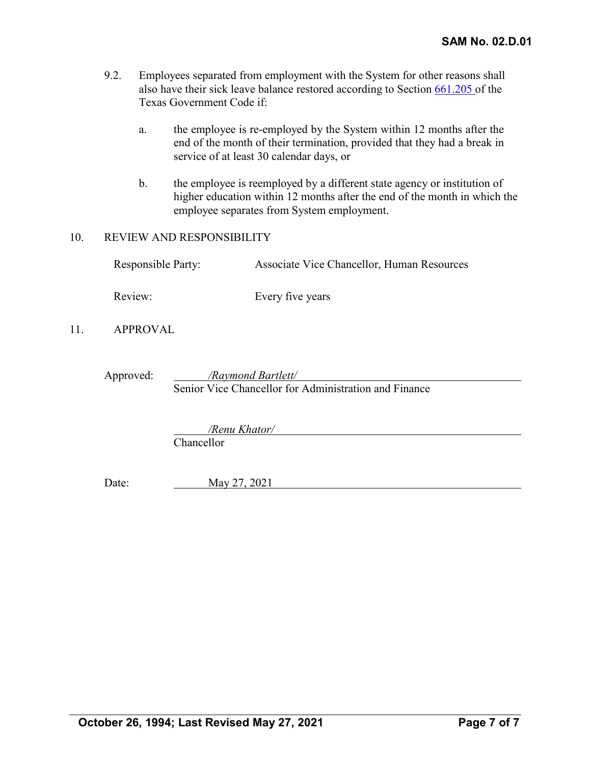9.2. Employees separated from employment with the System for other reasons shall also have their sick leave balance restored according to Section 661.205 of the Texas Government Code if:

a. the employee is re-employed by the System within 12 months after the end of the month of their termination, provided that they had a break in service of at least 30 calendar days, or

b. the employee is reemployed by a different state agency or institution of higher education within 12 months after the end of the month in which the employee separates from System employment.

## 10. REVIEW AND RESPONSIBILITY

Responsible Party: Associate Vice Chancellor, Human Resources

Review: Every five years

## 11. APPROVAL

Approved: */Raymond Bartlett/*
Senior Vice Chancellor for Administration and Finance

*/Renu Khator/*
Chancellor

Date: May 27, 2021